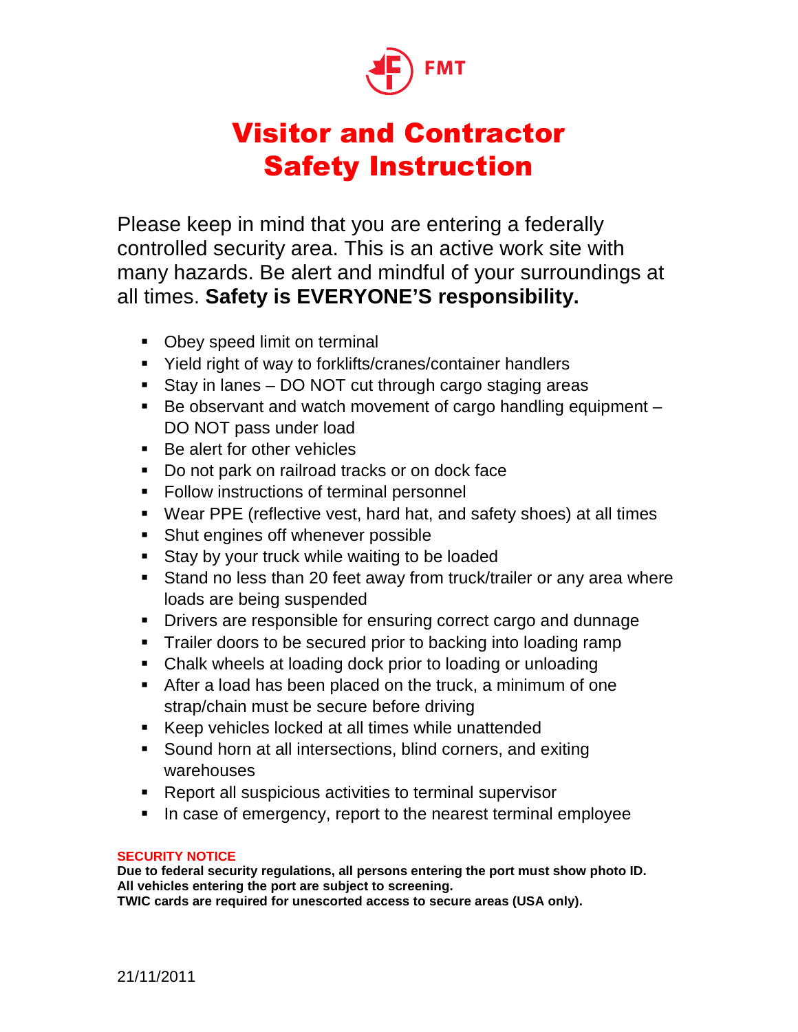FMT

# Visitor and Contractor Safety Instruction

Please keep in mind that you are entering a federally controlled security area. This is an active work site with many hazards. Be alert and mindful of your surroundings at all times. **Safety is EVERYONE'S responsibility.**

- Obey speed limit on terminal
- Yield right of way to forklifts/cranes/container handlers
- Stay in lanes – DO NOT cut through cargo staging areas
- Be observant and watch movement of cargo handling equipment – DO NOT pass under load
- Be alert for other vehicles
- Do not park on railroad tracks or on dock face
- Follow instructions of terminal personnel
- Wear PPE (reflective vest, hard hat, and safety shoes) at all times
- Shut engines off whenever possible
- Stay by your truck while waiting to be loaded
- Stand no less than 20 feet away from truck/trailer or any area where loads are being suspended
- Drivers are responsible for ensuring correct cargo and dunnage
- Trailer doors to be secured prior to backing into loading ramp
- Chalk wheels at loading dock prior to loading or unloading
- After a load has been placed on the truck, a minimum of one strap/chain must be secure before driving
- Keep vehicles locked at all times while unattended
- Sound horn at all intersections, blind corners, and exiting warehouses
- Report all suspicious activities to terminal supervisor
- In case of emergency, report to the nearest terminal employee

**SECURITY NOTICE**

**Due to federal security regulations, all persons entering the port must show photo ID.**
**All vehicles entering the port are subject to screening.**
**TWIC cards are required for unescorted access to secure areas (USA only).**

21/11/2011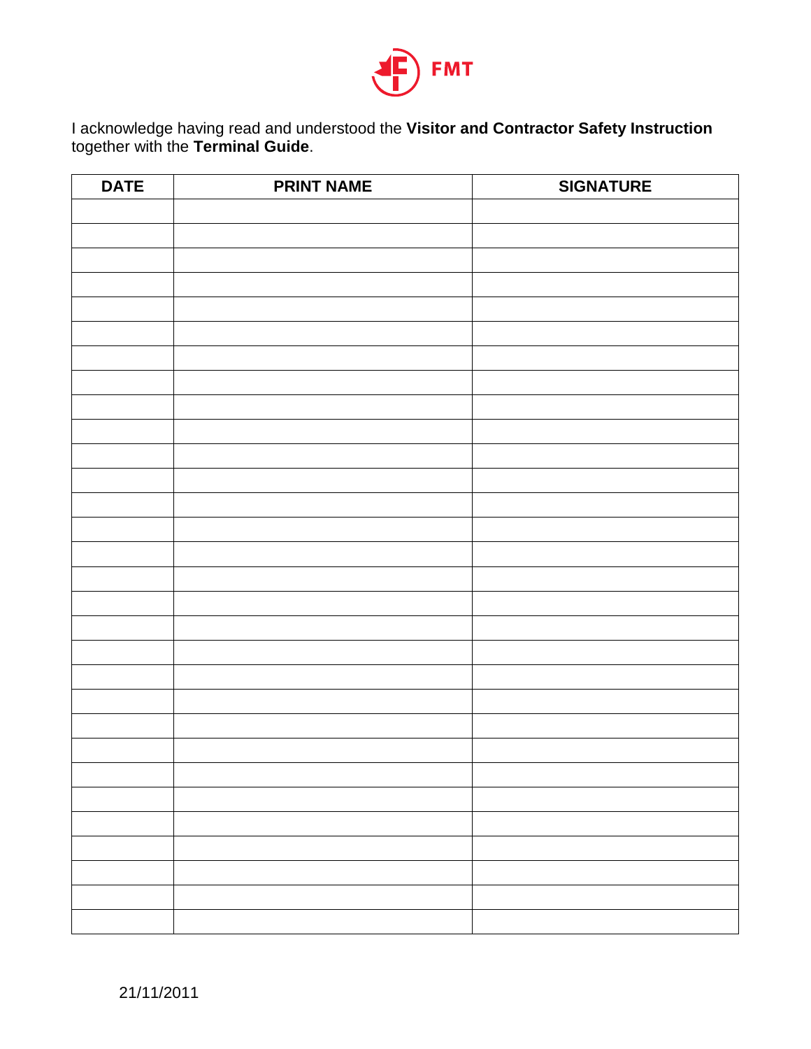FMT

I acknowledge having read and understood the **Visitor and Contractor Safety Instruction** together with the **Terminal Guide**.

| DATE | PRINT NAME | SIGNATURE |
|---|---|---|
| | | |
| | | |
| | | |
| | | |
| | | |
| | | |
| | | |
| | | |
| | | |
| | | |
| | | |
| | | |
| | | |
| | | |
| | | |
| | | |
| | | |
| | | |
| | | |
| | | |
| | | |
| | | |
| | | |
| | | |
| | | |
| | | |
| | | |
| | | |
| | | |
| | | |

21/11/2011